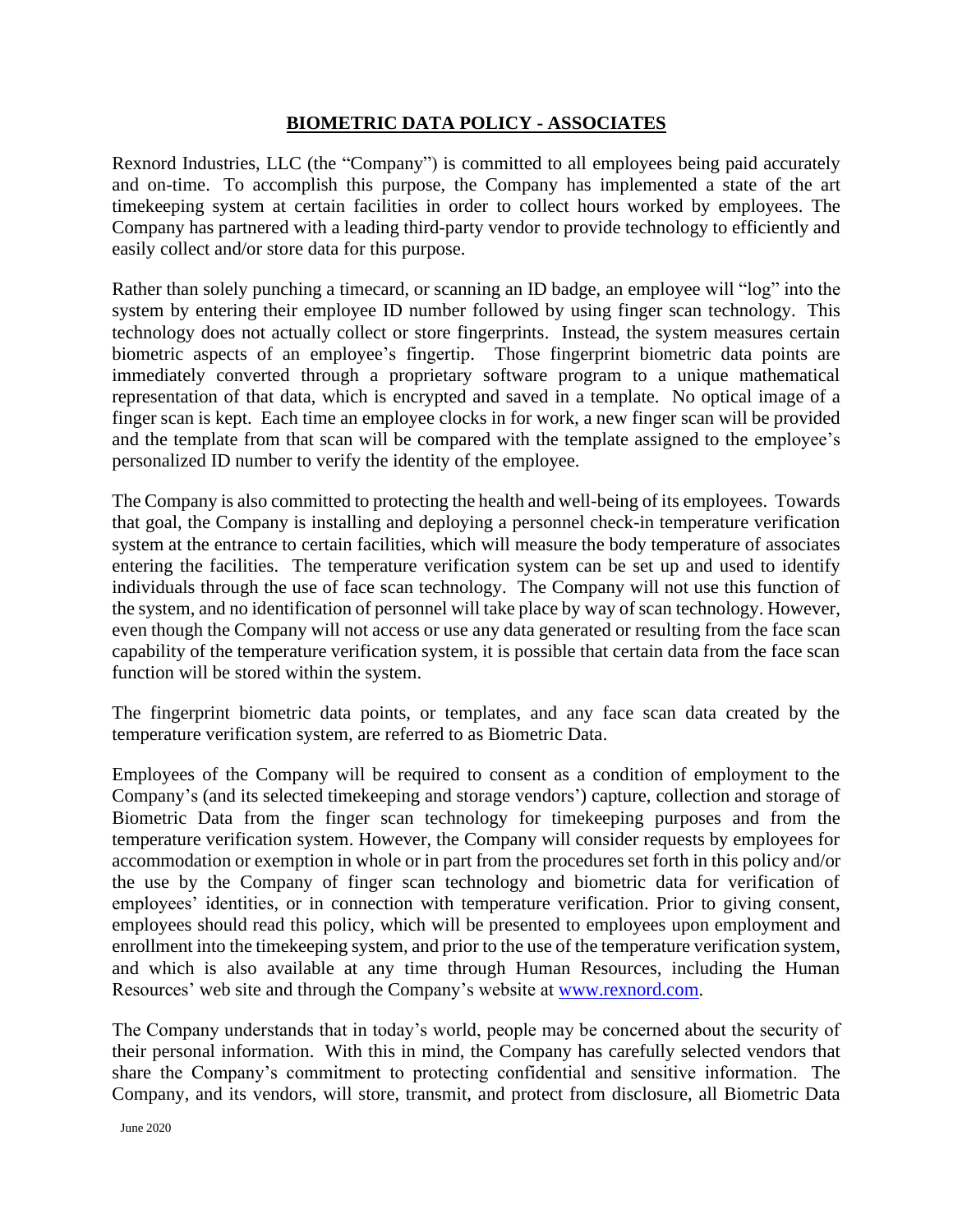# BIOMETRIC DATA POLICY - ASSOCIATES

Rexnord Industries, LLC (the "Company") is committed to all employees being paid accurately and on-time. To accomplish this purpose, the Company has implemented a state of the art timekeeping system at certain facilities in order to collect hours worked by employees. The Company has partnered with a leading third-party vendor to provide technology to efficiently and easily collect and/or store data for this purpose.

Rather than solely punching a timecard, or scanning an ID badge, an employee will "log" into the system by entering their employee ID number followed by using finger scan technology. This technology does not actually collect or store fingerprints. Instead, the system measures certain biometric aspects of an employee's fingertip. Those fingerprint biometric data points are immediately converted through a proprietary software program to a unique mathematical representation of that data, which is encrypted and saved in a template. No optical image of a finger scan is kept. Each time an employee clocks in for work, a new finger scan will be provided and the template from that scan will be compared with the template assigned to the employee's personalized ID number to verify the identity of the employee.

The Company is also committed to protecting the health and well-being of its employees. Towards that goal, the Company is installing and deploying a personnel check-in temperature verification system at the entrance to certain facilities, which will measure the body temperature of associates entering the facilities. The temperature verification system can be set up and used to identify individuals through the use of face scan technology. The Company will not use this function of the system, and no identification of personnel will take place by way of scan technology. However, even though the Company will not access or use any data generated or resulting from the face scan capability of the temperature verification system, it is possible that certain data from the face scan function will be stored within the system.

The fingerprint biometric data points, or templates, and any face scan data created by the temperature verification system, are referred to as Biometric Data.

Employees of the Company will be required to consent as a condition of employment to the Company's (and its selected timekeeping and storage vendors') capture, collection and storage of Biometric Data from the finger scan technology for timekeeping purposes and from the temperature verification system. However, the Company will consider requests by employees for accommodation or exemption in whole or in part from the procedures set forth in this policy and/or the use by the Company of finger scan technology and biometric data for verification of employees' identities, or in connection with temperature verification. Prior to giving consent, employees should read this policy, which will be presented to employees upon employment and enrollment into the timekeeping system, and prior to the use of the temperature verification system, and which is also available at any time through Human Resources, including the Human Resources' web site and through the Company's website at [www.rexnord.com](http://www.rexnord.com).

The Company understands that in today's world, people may be concerned about the security of their personal information. With this in mind, the Company has carefully selected vendors that share the Company's commitment to protecting confidential and sensitive information. The Company, and its vendors, will store, transmit, and protect from disclosure, all Biometric Data

June 2020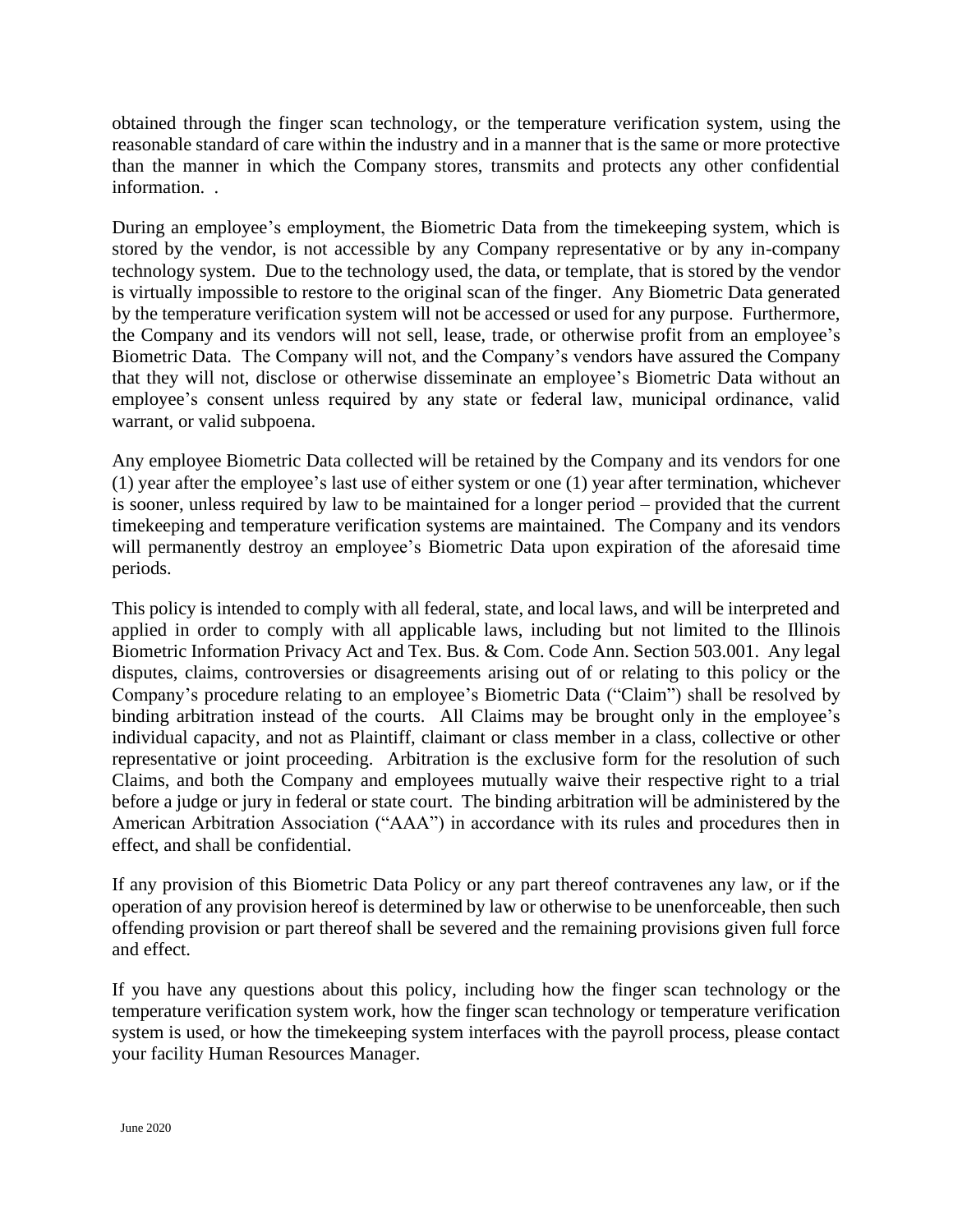obtained through the finger scan technology, or the temperature verification system, using the reasonable standard of care within the industry and in a manner that is the same or more protective than the manner in which the Company stores, transmits and protects any other confidential information. .

During an employee's employment, the Biometric Data from the timekeeping system, which is stored by the vendor, is not accessible by any Company representative or by any in-company technology system. Due to the technology used, the data, or template, that is stored by the vendor is virtually impossible to restore to the original scan of the finger. Any Biometric Data generated by the temperature verification system will not be accessed or used for any purpose. Furthermore, the Company and its vendors will not sell, lease, trade, or otherwise profit from an employee's Biometric Data. The Company will not, and the Company's vendors have assured the Company that they will not, disclose or otherwise disseminate an employee's Biometric Data without an employee's consent unless required by any state or federal law, municipal ordinance, valid warrant, or valid subpoena.

Any employee Biometric Data collected will be retained by the Company and its vendors for one (1) year after the employee's last use of either system or one (1) year after termination, whichever is sooner, unless required by law to be maintained for a longer period – provided that the current timekeeping and temperature verification systems are maintained. The Company and its vendors will permanently destroy an employee's Biometric Data upon expiration of the aforesaid time periods.

This policy is intended to comply with all federal, state, and local laws, and will be interpreted and applied in order to comply with all applicable laws, including but not limited to the Illinois Biometric Information Privacy Act and Tex. Bus. & Com. Code Ann. Section 503.001. Any legal disputes, claims, controversies or disagreements arising out of or relating to this policy or the Company's procedure relating to an employee's Biometric Data ("Claim") shall be resolved by binding arbitration instead of the courts. All Claims may be brought only in the employee's individual capacity, and not as Plaintiff, claimant or class member in a class, collective or other representative or joint proceeding. Arbitration is the exclusive form for the resolution of such Claims, and both the Company and employees mutually waive their respective right to a trial before a judge or jury in federal or state court. The binding arbitration will be administered by the American Arbitration Association ("AAA") in accordance with its rules and procedures then in effect, and shall be confidential.

If any provision of this Biometric Data Policy or any part thereof contravenes any law, or if the operation of any provision hereof is determined by law or otherwise to be unenforceable, then such offending provision or part thereof shall be severed and the remaining provisions given full force and effect.

If you have any questions about this policy, including how the finger scan technology or the temperature verification system work, how the finger scan technology or temperature verification system is used, or how the timekeeping system interfaces with the payroll process, please contact your facility Human Resources Manager.

June 2020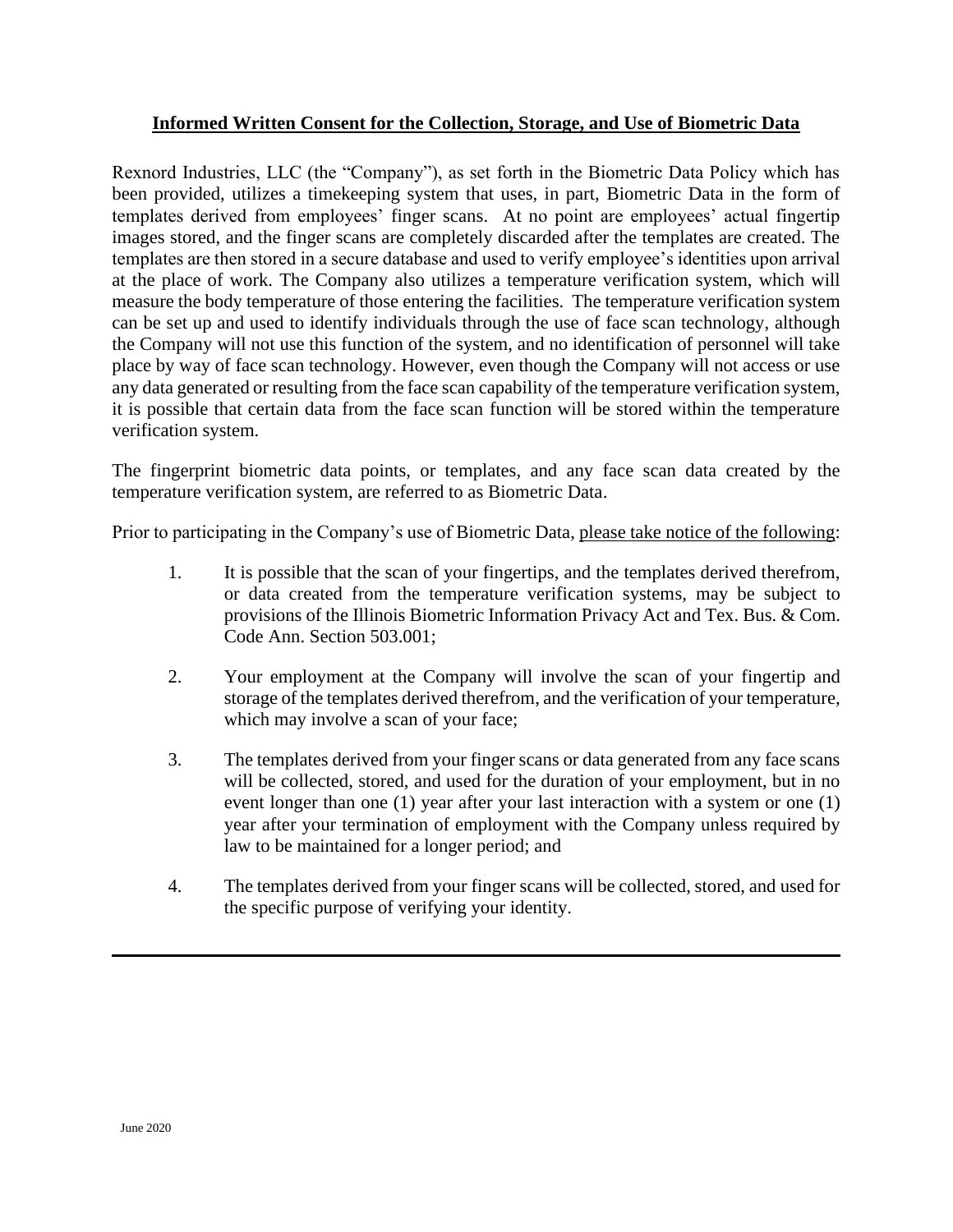**Informed Written Consent for the Collection, Storage, and Use of Biometric Data**

Rexnord Industries, LLC (the "Company"), as set forth in the Biometric Data Policy which has been provided, utilizes a timekeeping system that uses, in part, Biometric Data in the form of templates derived from employees' finger scans. At no point are employees' actual fingertip images stored, and the finger scans are completely discarded after the templates are created. The templates are then stored in a secure database and used to verify employee's identities upon arrival at the place of work. The Company also utilizes a temperature verification system, which will measure the body temperature of those entering the facilities. The temperature verification system can be set up and used to identify individuals through the use of face scan technology, although the Company will not use this function of the system, and no identification of personnel will take place by way of face scan technology. However, even though the Company will not access or use any data generated or resulting from the face scan capability of the temperature verification system, it is possible that certain data from the face scan function will be stored within the temperature verification system.

The fingerprint biometric data points, or templates, and any face scan data created by the temperature verification system, are referred to as Biometric Data.

Prior to participating in the Company's use of Biometric Data, please take notice of the following:

1. It is possible that the scan of your fingertips, and the templates derived therefrom, or data created from the temperature verification systems, may be subject to provisions of the Illinois Biometric Information Privacy Act and Tex. Bus. & Com. Code Ann. Section 503.001;

2. Your employment at the Company will involve the scan of your fingertip and storage of the templates derived therefrom, and the verification of your temperature, which may involve a scan of your face;

3. The templates derived from your finger scans or data generated from any face scans will be collected, stored, and used for the duration of your employment, but in no event longer than one (1) year after your last interaction with a system or one (1) year after your termination of employment with the Company unless required by law to be maintained for a longer period; and

4. The templates derived from your finger scans will be collected, stored, and used for the specific purpose of verifying your identity.

---

June 2020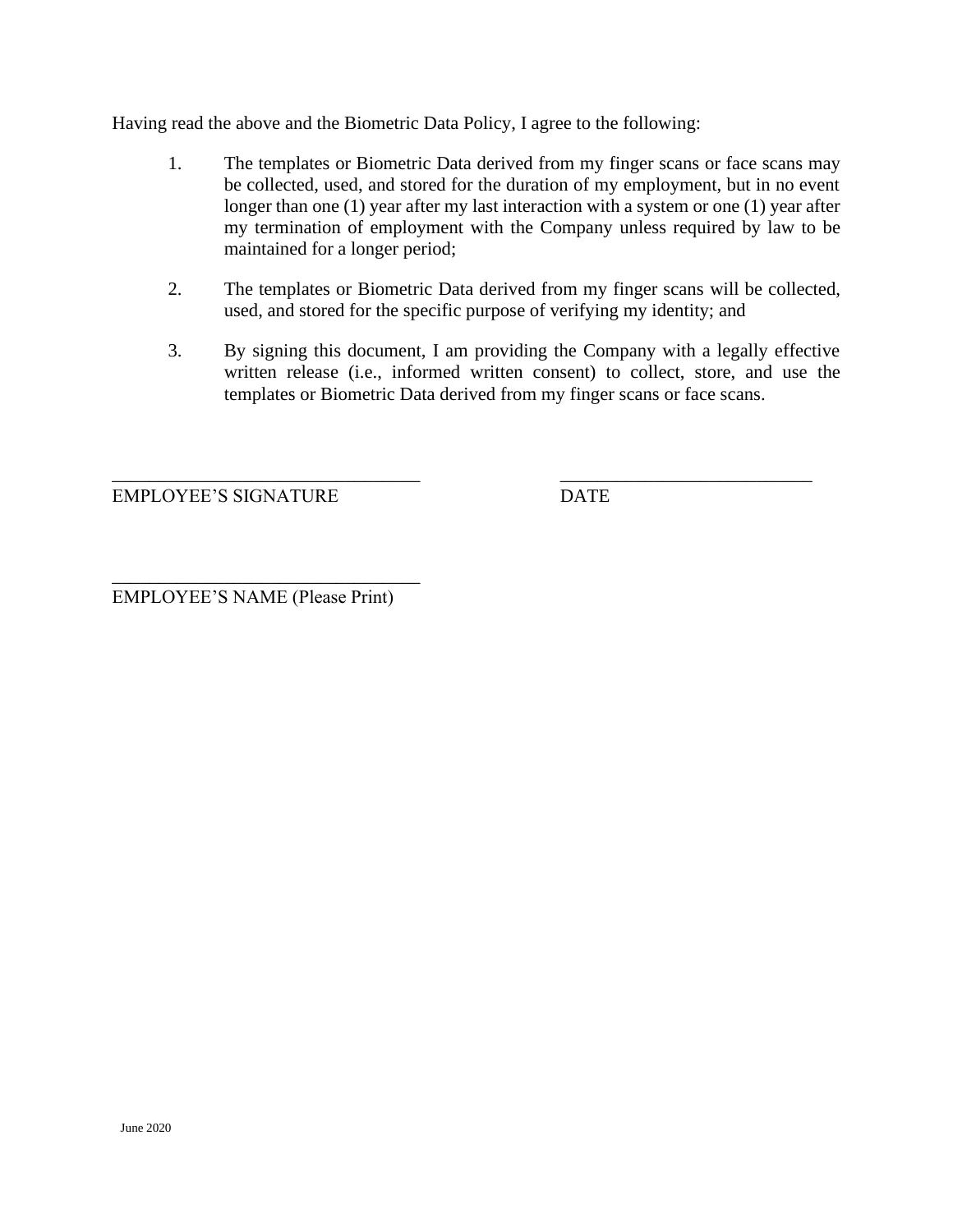Having read the above and the Biometric Data Policy, I agree to the following:

1. The templates or Biometric Data derived from my finger scans or face scans may be collected, used, and stored for the duration of my employment, but in no event longer than one (1) year after my last interaction with a system or one (1) year after my termination of employment with the Company unless required by law to be maintained for a longer period;

2. The templates or Biometric Data derived from my finger scans will be collected, used, and stored for the specific purpose of verifying my identity; and

3. By signing this document, I am providing the Company with a legally effective written release (i.e., informed written consent) to collect, store, and use the templates or Biometric Data derived from my finger scans or face scans.

_________________________________ &nbsp;&nbsp;&nbsp;&nbsp;&nbsp;&nbsp;&nbsp;&nbsp; ___________________________
EMPLOYEE'S SIGNATURE &nbsp;&nbsp;&nbsp;&nbsp;&nbsp;&nbsp;&nbsp;&nbsp;&nbsp;&nbsp;&nbsp;&nbsp;&nbsp;&nbsp;&nbsp;&nbsp;&nbsp;&nbsp;&nbsp;&nbsp; DATE

_________________________________
EMPLOYEE'S NAME (Please Print)

June 2020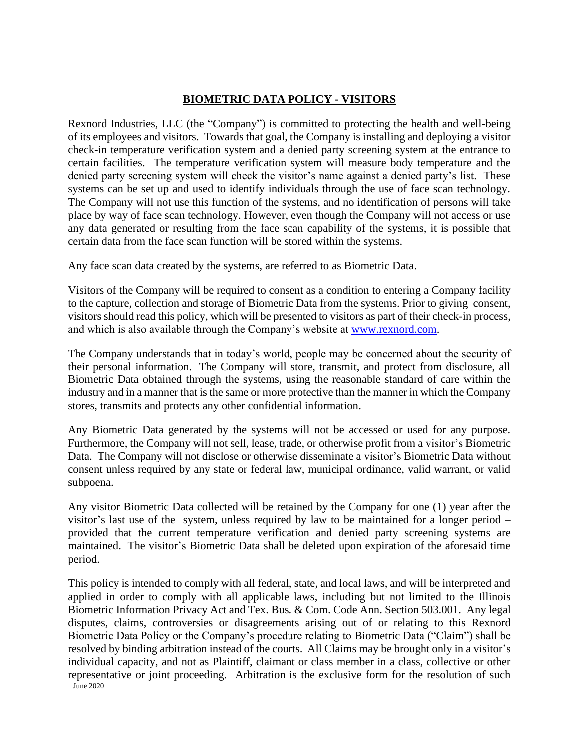## **BIOMETRIC DATA POLICY - VISITORS**

Rexnord Industries, LLC (the "Company") is committed to protecting the health and well-being of its employees and visitors. Towards that goal, the Company is installing and deploying a visitor check-in temperature verification system and a denied party screening system at the entrance to certain facilities. The temperature verification system will measure body temperature and the denied party screening system will check the visitor's name against a denied party's list. These systems can be set up and used to identify individuals through the use of face scan technology. The Company will not use this function of the systems, and no identification of persons will take place by way of face scan technology. However, even though the Company will not access or use any data generated or resulting from the face scan capability of the systems, it is possible that certain data from the face scan function will be stored within the systems.

Any face scan data created by the systems, are referred to as Biometric Data.

Visitors of the Company will be required to consent as a condition to entering a Company facility to the capture, collection and storage of Biometric Data from the systems. Prior to giving consent, visitors should read this policy, which will be presented to visitors as part of their check-in process, and which is also available through the Company's website at www.rexnord.com.

The Company understands that in today's world, people may be concerned about the security of their personal information. The Company will store, transmit, and protect from disclosure, all Biometric Data obtained through the systems, using the reasonable standard of care within the industry and in a manner that is the same or more protective than the manner in which the Company stores, transmits and protects any other confidential information.

Any Biometric Data generated by the systems will not be accessed or used for any purpose. Furthermore, the Company will not sell, lease, trade, or otherwise profit from a visitor's Biometric Data. The Company will not disclose or otherwise disseminate a visitor's Biometric Data without consent unless required by any state or federal law, municipal ordinance, valid warrant, or valid subpoena.

Any visitor Biometric Data collected will be retained by the Company for one (1) year after the visitor's last use of the system, unless required by law to be maintained for a longer period – provided that the current temperature verification and denied party screening systems are maintained. The visitor's Biometric Data shall be deleted upon expiration of the aforesaid time period.

This policy is intended to comply with all federal, state, and local laws, and will be interpreted and applied in order to comply with all applicable laws, including but not limited to the Illinois Biometric Information Privacy Act and Tex. Bus. & Com. Code Ann. Section 503.001. Any legal disputes, claims, controversies or disagreements arising out of or relating to this Rexnord Biometric Data Policy or the Company's procedure relating to Biometric Data ("Claim") shall be resolved by binding arbitration instead of the courts. All Claims may be brought only in a visitor's individual capacity, and not as Plaintiff, claimant or class member in a class, collective or other representative or joint proceeding. Arbitration is the exclusive form for the resolution of such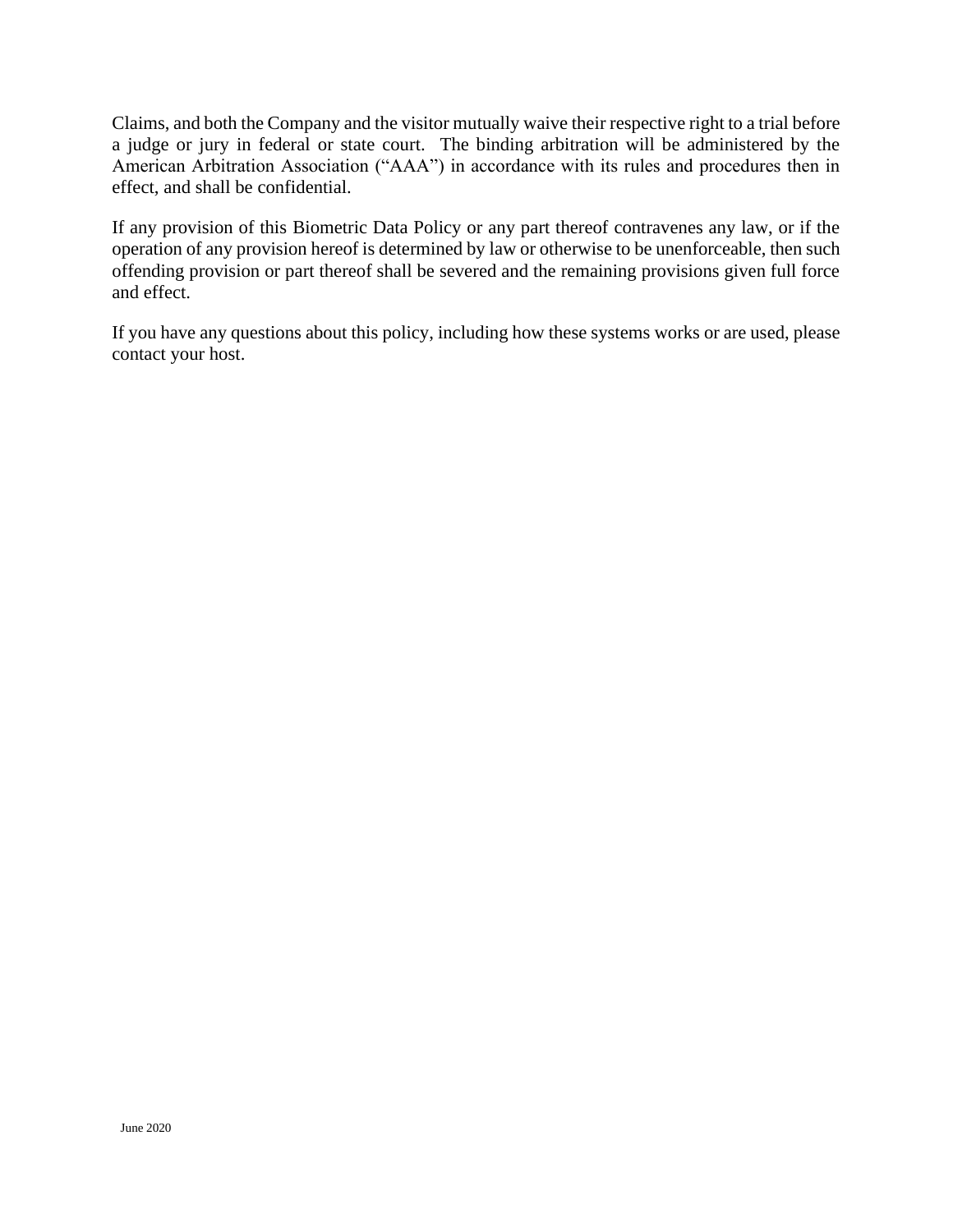Claims, and both the Company and the visitor mutually waive their respective right to a trial before a judge or jury in federal or state court. The binding arbitration will be administered by the American Arbitration Association ("AAA") in accordance with its rules and procedures then in effect, and shall be confidential.

If any provision of this Biometric Data Policy or any part thereof contravenes any law, or if the operation of any provision hereof is determined by law or otherwise to be unenforceable, then such offending provision or part thereof shall be severed and the remaining provisions given full force and effect.

If you have any questions about this policy, including how these systems works or are used, please contact your host.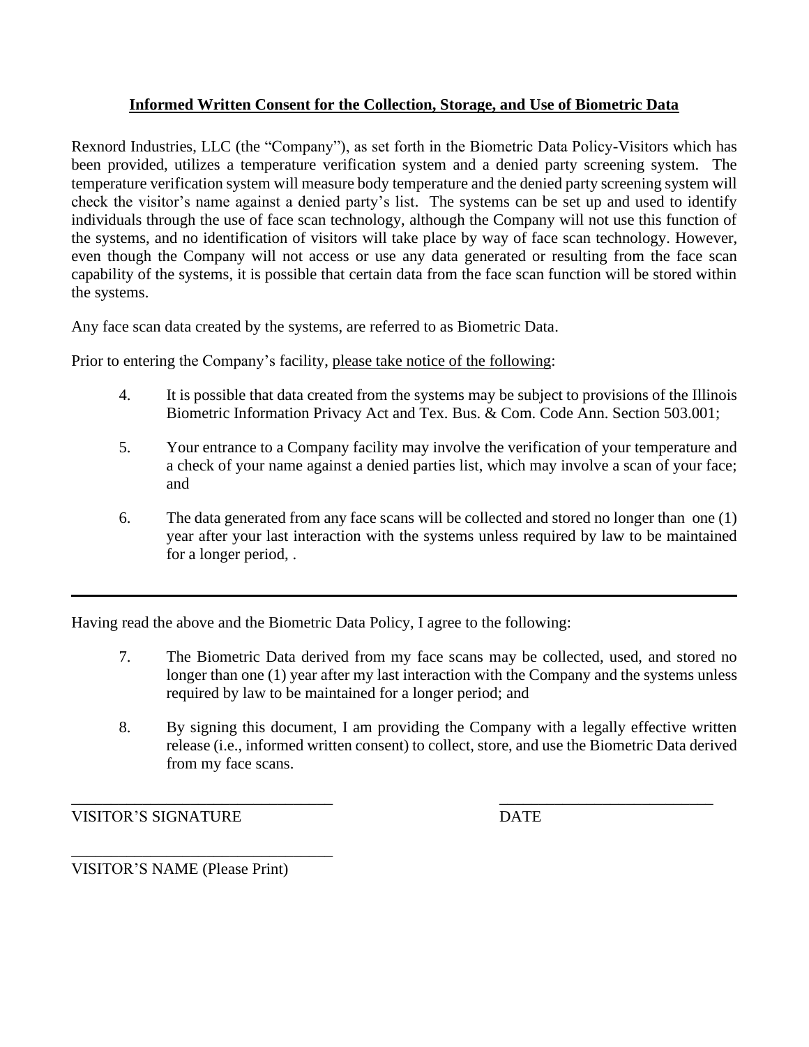**<u>Informed Written Consent for the Collection, Storage, and Use of Biometric Data</u>**

Rexnord Industries, LLC (the "Company"), as set forth in the Biometric Data Policy-Visitors which has been provided, utilizes a temperature verification system and a denied party screening system. The temperature verification system will measure body temperature and the denied party screening system will check the visitor's name against a denied party's list. The systems can be set up and used to identify individuals through the use of face scan technology, although the Company will not use this function of the systems, and no identification of visitors will take place by way of face scan technology. However, even though the Company will not access or use any data generated or resulting from the face scan capability of the systems, it is possible that certain data from the face scan function will be stored within the systems.

Any face scan data created by the systems, are referred to as Biometric Data.

Prior to entering the Company's facility, <u>please take notice of the following</u>:

4. It is possible that data created from the systems may be subject to provisions of the Illinois Biometric Information Privacy Act and Tex. Bus. & Com. Code Ann. Section 503.001;

5. Your entrance to a Company facility may involve the verification of your temperature and a check of your name against a denied parties list, which may involve a scan of your face; and

6. The data generated from any face scans will be collected and stored no longer than one (1) year after your last interaction with the systems unless required by law to be maintained for a longer period, .

---

Having read the above and the Biometric Data Policy, I agree to the following:

7. The Biometric Data derived from my face scans may be collected, used, and stored no longer than one (1) year after my last interaction with the Company and the systems unless required by law to be maintained for a longer period; and

8. By signing this document, I am providing the Company with a legally effective written release (i.e., informed written consent) to collect, store, and use the Biometric Data derived from my face scans.

_________________________________ _________________________

VISITOR'S SIGNATURE DATE

_________________________________

VISITOR'S NAME (Please Print)